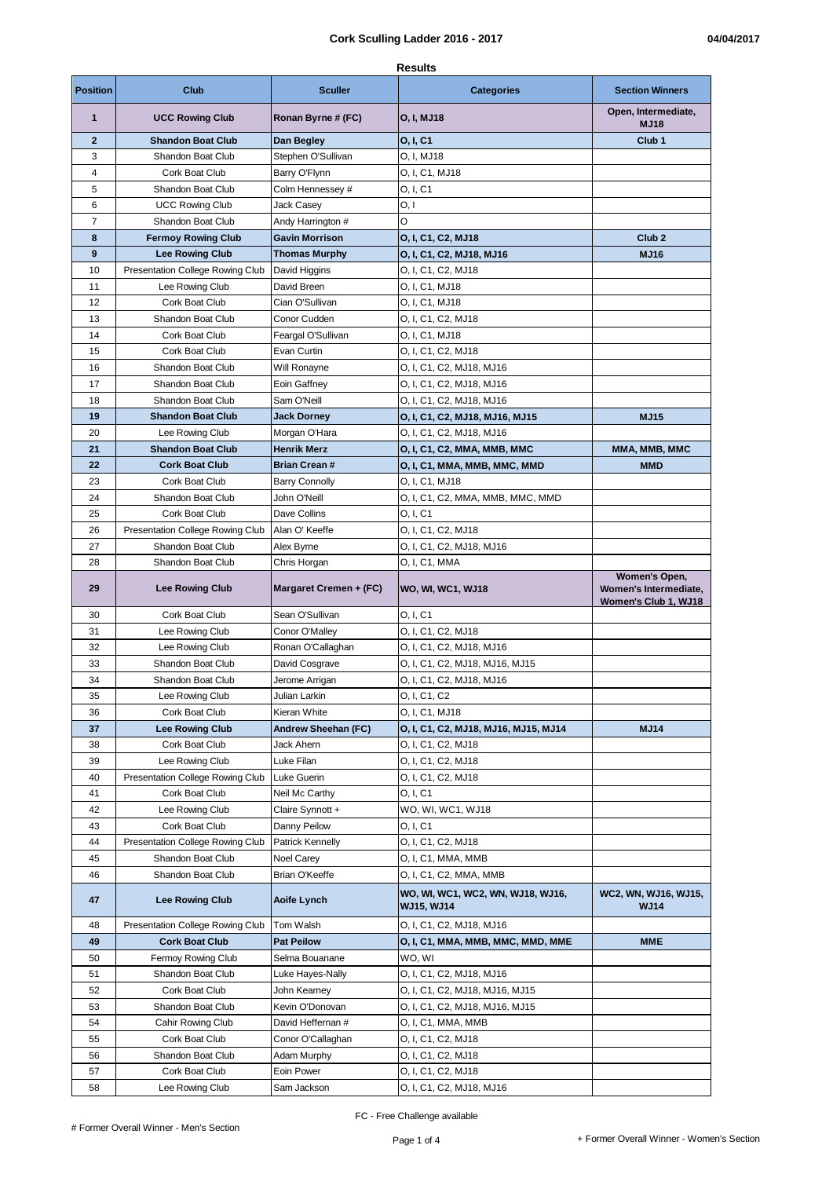# Cork Sculling Ladder 2016 - 2017

04/04/2017

**Results**

| Position | Club | Sculler | Categories | Section Winners |
|---|---|---|---|---|
| **1** | **UCC Rowing Club** | **Ronan Byrne # (FC)** | **O, I, MJ18** | **Open, Intermediate, MJ18** |
| **2** | **Shandon Boat Club** | **Dan Begley** | **O, I, C1** | **Club 1** |
| 3 | Shandon Boat Club | Stephen O'Sullivan | O, I, MJ18 | |
| 4 | Cork Boat Club | Barry O'Flynn | O, I, C1, MJ18 | |
| 5 | Shandon Boat Club | Colm Hennessey # | O, I, C1 | |
| 6 | UCC Rowing Club | Jack Casey | O, I | |
| 7 | Shandon Boat Club | Andy Harrington # | O | |
| **8** | **Fermoy Rowing Club** | **Gavin Morrison** | **O, I, C1, C2, MJ18** | **Club 2** |
| **9** | **Lee Rowing Club** | **Thomas Murphy** | **O, I, C1, C2, MJ18, MJ16** | **MJ16** |
| 10 | Presentation College Rowing Club | David Higgins | O, I, C1, C2, MJ18 | |
| 11 | Lee Rowing Club | David Breen | O, I, C1, MJ18 | |
| 12 | Cork Boat Club | Cian O'Sullivan | O, I, C1, MJ18 | |
| 13 | Shandon Boat Club | Conor Cudden | O, I, C1, C2, MJ18 | |
| 14 | Cork Boat Club | Feargal O'Sullivan | O, I, C1, MJ18 | |
| 15 | Cork Boat Club | Evan Curtin | O, I, C1, C2, MJ18 | |
| 16 | Shandon Boat Club | Will Ronayne | O, I, C1, C2, MJ18, MJ16 | |
| 17 | Shandon Boat Club | Eoin Gaffney | O, I, C1, C2, MJ18, MJ16 | |
| 18 | Shandon Boat Club | Sam O'Neill | O, I, C1, C2, MJ18, MJ16 | |
| **19** | **Shandon Boat Club** | **Jack Dorney** | **O, I, C1, C2, MJ18, MJ16, MJ15** | **MJ15** |
| 20 | Lee Rowing Club | Morgan O'Hara | O, I, C1, C2, MJ18, MJ16 | |
| **21** | **Shandon Boat Club** | **Henrik Merz** | **O, I, C1, C2, MMA, MMB, MMC** | **MMA, MMB, MMC** |
| **22** | **Cork Boat Club** | **Brian Crean #** | **O, I, C1, MMA, MMB, MMC, MMD** | **MMD** |
| 23 | Cork Boat Club | Barry Connolly | O, I, C1, MJ18 | |
| 24 | Shandon Boat Club | John O'Neill | O, I, C1, C2, MMA, MMB, MMC, MMD | |
| 25 | Cork Boat Club | Dave Collins | O, I, C1 | |
| 26 | Presentation College Rowing Club | Alan O' Keeffe | O, I, C1, C2, MJ18 | |
| 27 | Shandon Boat Club | Alex Byrne | O, I, C1, C2, MJ18, MJ16 | |
| 28 | Shandon Boat Club | Chris Horgan | O, I, C1, MMA | |
| **29** | **Lee Rowing Club** | **Margaret Cremen + (FC)** | **WO, WI, WC1, WJ18** | **Women's Open, Women's Intermediate, Women's Club 1, WJ18** |
| 30 | Cork Boat Club | Sean O'Sullivan | O, I, C1 | |
| 31 | Lee Rowing Club | Conor O'Malley | O, I, C1, C2, MJ18 | |
| 32 | Lee Rowing Club | Ronan O'Callaghan | O, I, C1, C2, MJ18, MJ16 | |
| 33 | Shandon Boat Club | David Cosgrave | O, I, C1, C2, MJ18, MJ16, MJ15 | |
| 34 | Shandon Boat Club | Jerome Arrigan | O, I, C1, C2, MJ18, MJ16 | |
| 35 | Lee Rowing Club | Julian Larkin | O, I, C1, C2 | |
| 36 | Cork Boat Club | Kieran White | O, I, C1, MJ18 | |
| **37** | **Lee Rowing Club** | **Andrew Sheehan (FC)** | **O, I, C1, C2, MJ18, MJ16, MJ15, MJ14** | **MJ14** |
| 38 | Cork Boat Club | Jack Ahern | O, I, C1, C2, MJ18 | |
| 39 | Lee Rowing Club | Luke Filan | O, I, C1, C2, MJ18 | |
| 40 | Presentation College Rowing Club | Luke Guerin | O, I, C1, C2, MJ18 | |
| 41 | Cork Boat Club | Neil Mc Carthy | O, I, C1 | |
| 42 | Lee Rowing Club | Claire Synnott + | WO, WI, WC1, WJ18 | |
| 43 | Cork Boat Club | Danny Peilow | O, I, C1 | |
| 44 | Presentation College Rowing Club | Patrick Kennelly | O, I, C1, C2, MJ18 | |
| 45 | Shandon Boat Club | Noel Carey | O, I, C1, MMA, MMB | |
| 46 | Shandon Boat Club | Brian O'Keeffe | O, I, C1, C2, MMA, MMB | |
| **47** | **Lee Rowing Club** | **Aoife Lynch** | **WO, WI, WC1, WC2, WN, WJ18, WJ16, WJ15, WJ14** | **WC2, WN, WJ16, WJ15, WJ14** |
| 48 | Presentation College Rowing Club | Tom Walsh | O, I, C1, C2, MJ18, MJ16 | |
| **49** | **Cork Boat Club** | **Pat Peilow** | **O, I, C1, MMA, MMB, MMC, MMD, MME** | **MME** |
| 50 | Fermoy Rowing Club | Selma Bouanane | WO, WI | |
| 51 | Shandon Boat Club | Luke Hayes-Nally | O, I, C1, C2, MJ18, MJ16 | |
| 52 | Cork Boat Club | John Kearney | O, I, C1, C2, MJ18, MJ16, MJ15 | |
| 53 | Shandon Boat Club | Kevin O'Donovan | O, I, C1, C2, MJ18, MJ16, MJ15 | |
| 54 | Cahir Rowing Club | David Heffernan # | O, I, C1, MMA, MMB | |
| 55 | Cork Boat Club | Conor O'Callaghan | O, I, C1, C2, MJ18 | |
| 56 | Shandon Boat Club | Adam Murphy | O, I, C1, C2, MJ18 | |
| 57 | Cork Boat Club | Eoin Power | O, I, C1, C2, MJ18 | |
| 58 | Lee Rowing Club | Sam Jackson | O, I, C1, C2, MJ18, MJ16 | |

FC - Free Challenge available

# Former Overall Winner - Men's Section

+ Former Overall Winner - Women's Section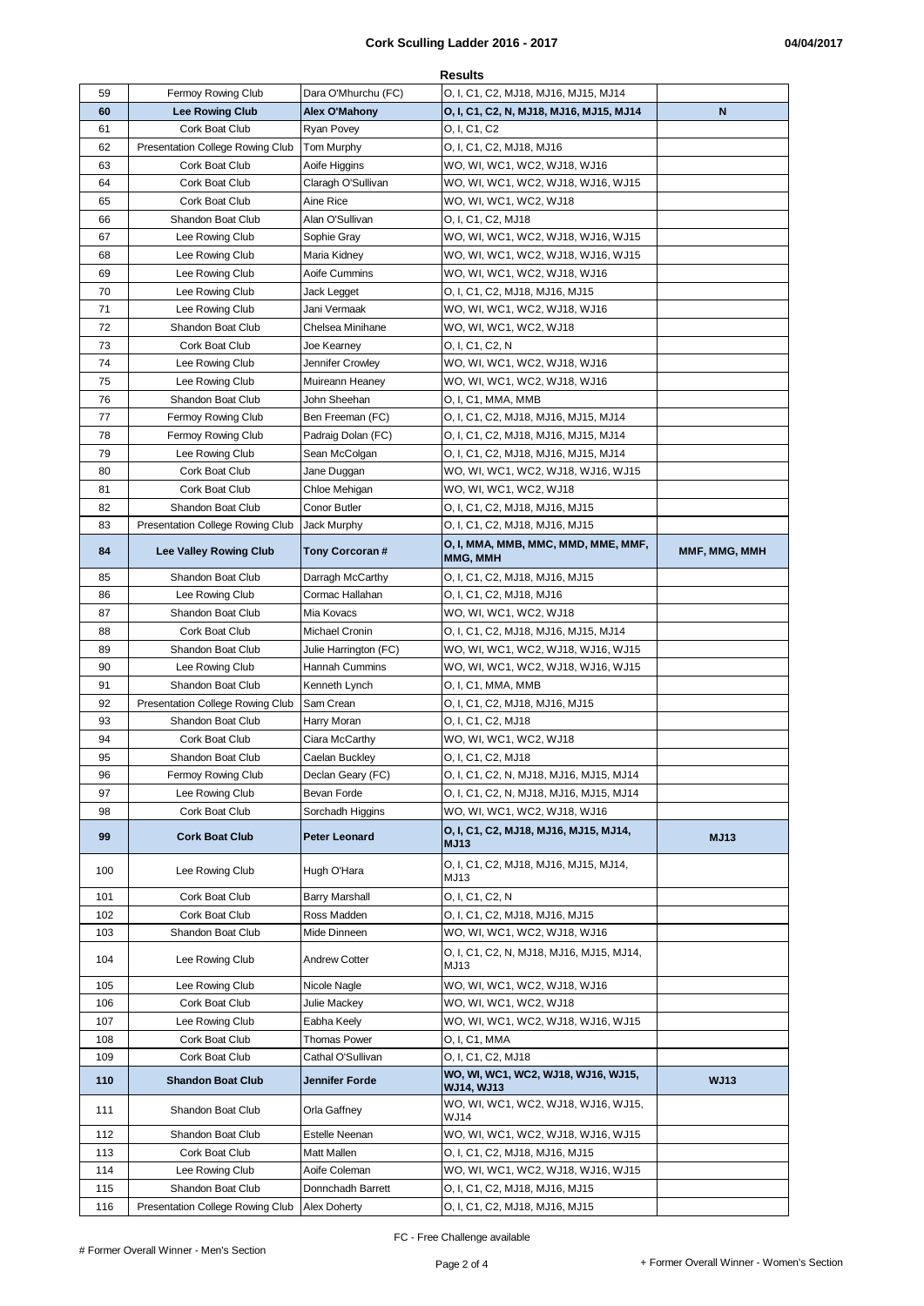# Cork Sculling Ladder 2016 - 2017

04/04/2017

**Results**

| | | | | |
|---|---|---|---|---|
| 59 | Fermoy Rowing Club | Dara O'Mhurchu (FC) | O, I, C1, C2, MJ18, MJ16, MJ15, MJ14 | |
| **60** | **Lee Rowing Club** | **Alex O'Mahony** | **O, I, C1, C2, N, MJ18, MJ16, MJ15, MJ14** | **N** |
| 61 | Cork Boat Club | Ryan Povey | O, I, C1, C2 | |
| 62 | Presentation College Rowing Club | Tom Murphy | O, I, C1, C2, MJ18, MJ16 | |
| 63 | Cork Boat Club | Aoife Higgins | WO, WI, WC1, WC2, WJ18, WJ16 | |
| 64 | Cork Boat Club | Claragh O'Sullivan | WO, WI, WC1, WC2, WJ18, WJ16, WJ15 | |
| 65 | Cork Boat Club | Aine Rice | WO, WI, WC1, WC2, WJ18 | |
| 66 | Shandon Boat Club | Alan O'Sullivan | O, I, C1, C2, MJ18 | |
| 67 | Lee Rowing Club | Sophie Gray | WO, WI, WC1, WC2, WJ18, WJ16, WJ15 | |
| 68 | Lee Rowing Club | Maria Kidney | WO, WI, WC1, WC2, WJ18, WJ16, WJ15 | |
| 69 | Lee Rowing Club | Aoife Cummins | WO, WI, WC1, WC2, WJ18, WJ16 | |
| 70 | Lee Rowing Club | Jack Legget | O, I, C1, C2, MJ18, MJ16, MJ15 | |
| 71 | Lee Rowing Club | Jani Vermaak | WO, WI, WC1, WC2, WJ18, WJ16 | |
| 72 | Shandon Boat Club | Chelsea Minihane | WO, WI, WC1, WC2, WJ18 | |
| 73 | Cork Boat Club | Joe Kearney | O, I, C1, C2, N | |
| 74 | Lee Rowing Club | Jennifer Crowley | WO, WI, WC1, WC2, WJ18, WJ16 | |
| 75 | Lee Rowing Club | Muireann Heaney | WO, WI, WC1, WC2, WJ18, WJ16 | |
| 76 | Shandon Boat Club | John Sheehan | O, I, C1, MMA, MMB | |
| 77 | Fermoy Rowing Club | Ben Freeman (FC) | O, I, C1, C2, MJ18, MJ16, MJ15, MJ14 | |
| 78 | Fermoy Rowing Club | Padraig Dolan (FC) | O, I, C1, C2, MJ18, MJ16, MJ15, MJ14 | |
| 79 | Lee Rowing Club | Sean McColgan | O, I, C1, C2, MJ18, MJ16, MJ15, MJ14 | |
| 80 | Cork Boat Club | Jane Duggan | WO, WI, WC1, WC2, WJ18, WJ16, WJ15 | |
| 81 | Cork Boat Club | Chloe Mehigan | WO, WI, WC1, WC2, WJ18 | |
| 82 | Shandon Boat Club | Conor Butler | O, I, C1, C2, MJ18, MJ16, MJ15 | |
| 83 | Presentation College Rowing Club | Jack Murphy | O, I, C1, C2, MJ18, MJ16, MJ15 | |
| **84** | **Lee Valley Rowing Club** | **Tony Corcoran #** | **O, I, MMA, MMB, MMC, MMD, MME, MMF, MMG, MMH** | **MMF, MMG, MMH** |
| 85 | Shandon Boat Club | Darragh McCarthy | O, I, C1, C2, MJ18, MJ16, MJ15 | |
| 86 | Lee Rowing Club | Cormac Hallahan | O, I, C1, C2, MJ18, MJ16 | |
| 87 | Shandon Boat Club | Mia Kovacs | WO, WI, WC1, WC2, WJ18 | |
| 88 | Cork Boat Club | Michael Cronin | O, I, C1, C2, MJ18, MJ16, MJ15, MJ14 | |
| 89 | Shandon Boat Club | Julie Harrington (FC) | WO, WI, WC1, WC2, WJ18, WJ16, WJ15 | |
| 90 | Lee Rowing Club | Hannah Cummins | WO, WI, WC1, WC2, WJ18, WJ16, WJ15 | |
| 91 | Shandon Boat Club | Kenneth Lynch | O, I, C1, MMA, MMB | |
| 92 | Presentation College Rowing Club | Sam Crean | O, I, C1, C2, MJ18, MJ16, MJ15 | |
| 93 | Shandon Boat Club | Harry Moran | O, I, C1, C2, MJ18 | |
| 94 | Cork Boat Club | Ciara McCarthy | WO, WI, WC1, WC2, WJ18 | |
| 95 | Shandon Boat Club | Caelan Buckley | O, I, C1, C2, MJ18 | |
| 96 | Fermoy Rowing Club | Declan Geary (FC) | O, I, C1, C2, N, MJ18, MJ16, MJ15, MJ14 | |
| 97 | Lee Rowing Club | Bevan Forde | O, I, C1, C2, N, MJ18, MJ16, MJ15, MJ14 | |
| 98 | Cork Boat Club | Sorchadh Higgins | WO, WI, WC1, WC2, WJ18, WJ16 | |
| **99** | **Cork Boat Club** | **Peter Leonard** | **O, I, C1, C2, MJ18, MJ16, MJ15, MJ14, MJ13** | **MJ13** |
| 100 | Lee Rowing Club | Hugh O'Hara | O, I, C1, C2, MJ18, MJ16, MJ15, MJ14, MJ13 | |
| 101 | Cork Boat Club | Barry Marshall | O, I, C1, C2, N | |
| 102 | Cork Boat Club | Ross Madden | O, I, C1, C2, MJ18, MJ16, MJ15 | |
| 103 | Shandon Boat Club | Mide Dinneen | WO, WI, WC1, WC2, WJ18, WJ16 | |
| 104 | Lee Rowing Club | Andrew Cotter | O, I, C1, C2, N, MJ18, MJ16, MJ15, MJ14, MJ13 | |
| 105 | Lee Rowing Club | Nicole Nagle | WO, WI, WC1, WC2, WJ18, WJ16 | |
| 106 | Cork Boat Club | Julie Mackey | WO, WI, WC1, WC2, WJ18 | |
| 107 | Lee Rowing Club | Eabha Keely | WO, WI, WC1, WC2, WJ18, WJ16, WJ15 | |
| 108 | Cork Boat Club | Thomas Power | O, I, C1, MMA | |
| 109 | Cork Boat Club | Cathal O'Sullivan | O, I, C1, C2, MJ18 | |
| **110** | **Shandon Boat Club** | **Jennifer Forde** | **WO, WI, WC1, WC2, WJ18, WJ16, WJ15, WJ14, WJ13** | **WJ13** |
| 111 | Shandon Boat Club | Orla Gaffney | WO, WI, WC1, WC2, WJ18, WJ16, WJ15, WJ14 | |
| 112 | Shandon Boat Club | Estelle Neenan | WO, WI, WC1, WC2, WJ18, WJ16, WJ15 | |
| 113 | Cork Boat Club | Matt Mallen | O, I, C1, C2, MJ18, MJ16, MJ15 | |
| 114 | Lee Rowing Club | Aoife Coleman | WO, WI, WC1, WC2, WJ18, WJ16, WJ15 | |
| 115 | Shandon Boat Club | Donnchadh Barrett | O, I, C1, C2, MJ18, MJ16, MJ15 | |
| 116 | Presentation College Rowing Club | Alex Doherty | O, I, C1, C2, MJ18, MJ16, MJ15 | |

FC - Free Challenge available

# Former Overall Winner - Men's Section

+ Former Overall Winner - Women's Section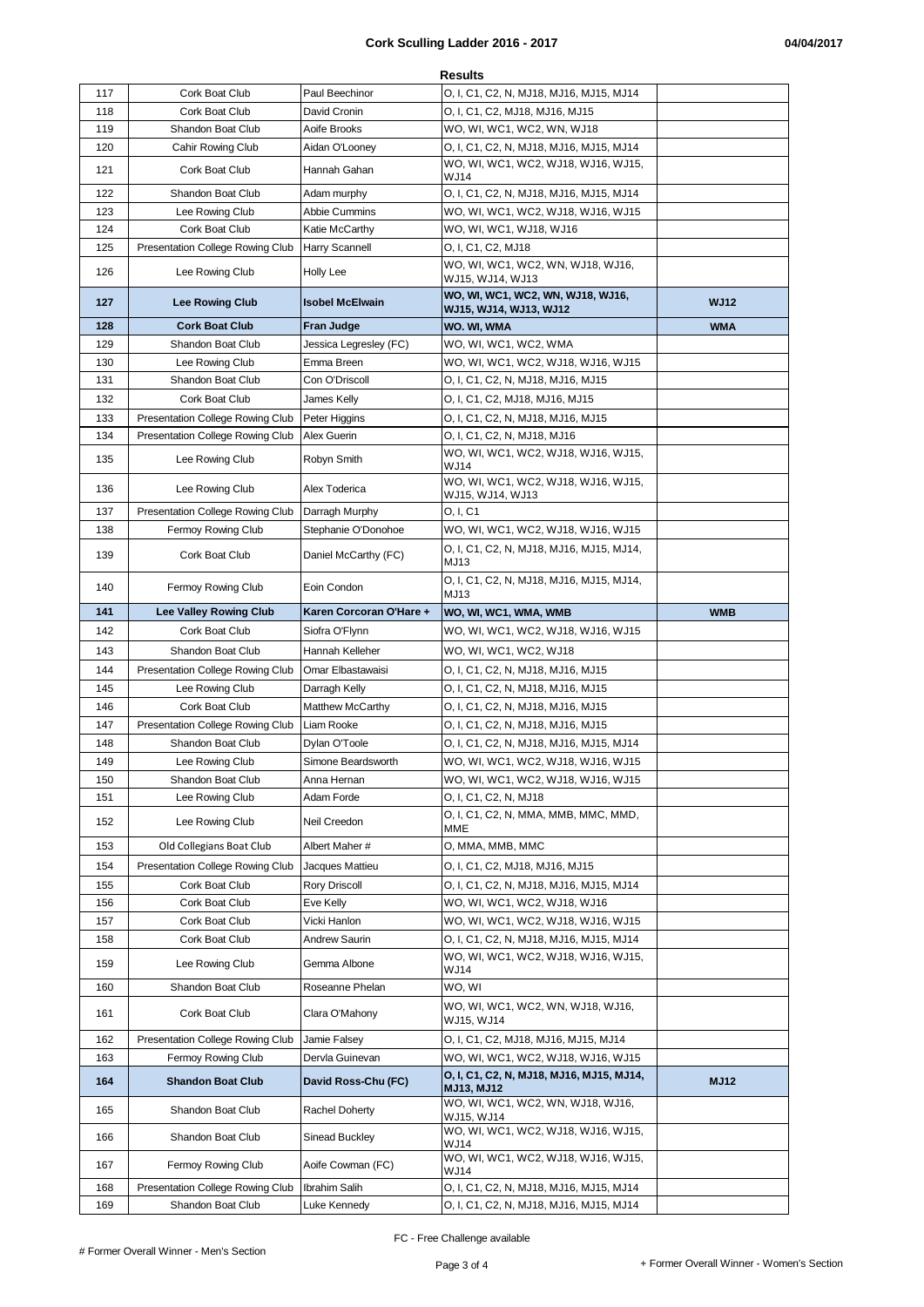## Results

| | | | | |
|---|---|---|---|---|
| 117 | Cork Boat Club | Paul Beechinor | O, I, C1, C2, N, MJ18, MJ16, MJ15, MJ14 | |
| 118 | Cork Boat Club | David Cronin | O, I, C1, C2, MJ18, MJ16, MJ15 | |
| 119 | Shandon Boat Club | Aoife Brooks | WO, WI, WC1, WC2, WN, WJ18 | |
| 120 | Cahir Rowing Club | Aidan O'Looney | O, I, C1, C2, N, MJ18, MJ16, MJ15, MJ14 | |
| 121 | Cork Boat Club | Hannah Gahan | WO, WI, WC1, WC2, WJ18, WJ16, WJ15, WJ14 | |
| 122 | Shandon Boat Club | Adam murphy | O, I, C1, C2, N, MJ18, MJ16, MJ15, MJ14 | |
| 123 | Lee Rowing Club | Abbie Cummins | WO, WI, WC1, WC2, WJ18, WJ16, WJ15 | |
| 124 | Cork Boat Club | Katie McCarthy | WO, WI, WC1, WJ18, WJ16 | |
| 125 | Presentation College Rowing Club | Harry Scannell | O, I, C1, C2, MJ18 | |
| 126 | Lee Rowing Club | Holly Lee | WO, WI, WC1, WC2, WN, WJ18, WJ16, WJ15, WJ14, WJ13 | |
| **127** | **Lee Rowing Club** | **Isobel McElwain** | **WO, WI, WC1, WC2, WN, WJ18, WJ16, WJ15, WJ14, WJ13, WJ12** | **WJ12** |
| **128** | **Cork Boat Club** | **Fran Judge** | **WO. WI, WMA** | **WMA** |
| 129 | Shandon Boat Club | Jessica Legresley (FC) | WO, WI, WC1, WC2, WMA | |
| 130 | Lee Rowing Club | Emma Breen | WO, WI, WC1, WC2, WJ18, WJ16, WJ15 | |
| 131 | Shandon Boat Club | Con O'Driscoll | O, I, C1, C2, N, MJ18, MJ16, MJ15 | |
| 132 | Cork Boat Club | James Kelly | O, I, C1, C2, MJ18, MJ16, MJ15 | |
| 133 | Presentation College Rowing Club | Peter Higgins | O, I, C1, C2, N, MJ18, MJ16, MJ15 | |
| 134 | Presentation College Rowing Club | Alex Guerin | O, I, C1, C2, N, MJ18, MJ16 | |
| 135 | Lee Rowing Club | Robyn Smith | WO, WI, WC1, WC2, WJ18, WJ16, WJ15, WJ14 | |
| 136 | Lee Rowing Club | Alex Toderica | WO, WI, WC1, WC2, WJ18, WJ16, WJ15, WJ15, WJ14, WJ13 | |
| 137 | Presentation College Rowing Club | Darragh Murphy | O, I, C1 | |
| 138 | Fermoy Rowing Club | Stephanie O'Donohoe | WO, WI, WC1, WC2, WJ18, WJ16, WJ15 | |
| 139 | Cork Boat Club | Daniel McCarthy (FC) | O, I, C1, C2, N, MJ18, MJ16, MJ15, MJ14, MJ13 | |
| 140 | Fermoy Rowing Club | Eoin Condon | O, I, C1, C2, N, MJ18, MJ16, MJ15, MJ14, MJ13 | |
| **141** | **Lee Valley Rowing Club** | **Karen Corcoran O'Hare +** | **WO, WI, WC1, WMA, WMB** | **WMB** |
| 142 | Cork Boat Club | Siofra O'Flynn | WO, WI, WC1, WC2, WJ18, WJ16, WJ15 | |
| 143 | Shandon Boat Club | Hannah Kelleher | WO, WI, WC1, WC2, WJ18 | |
| 144 | Presentation College Rowing Club | Omar Elbastawaisi | O, I, C1, C2, N, MJ18, MJ16, MJ15 | |
| 145 | Lee Rowing Club | Darragh Kelly | O, I, C1, C2, N, MJ18, MJ16, MJ15 | |
| 146 | Cork Boat Club | Matthew McCarthy | O, I, C1, C2, N, MJ18, MJ16, MJ15 | |
| 147 | Presentation College Rowing Club | Liam Rooke | O, I, C1, C2, N, MJ18, MJ16, MJ15 | |
| 148 | Shandon Boat Club | Dylan O'Toole | O, I, C1, C2, N, MJ18, MJ16, MJ15, MJ14 | |
| 149 | Lee Rowing Club | Simone Beardsworth | WO, WI, WC1, WC2, WJ18, WJ16, WJ15 | |
| 150 | Shandon Boat Club | Anna Hernan | WO, WI, WC1, WC2, WJ18, WJ16, WJ15 | |
| 151 | Lee Rowing Club | Adam Forde | O, I, C1, C2, N, MJ18 | |
| 152 | Lee Rowing Club | Neil Creedon | O, I, C1, C2, N, MMA, MMB, MMC, MMD, MME | |
| 153 | Old Collegians Boat Club | Albert Maher # | O, MMA, MMB, MMC | |
| 154 | Presentation College Rowing Club | Jacques Mattieu | O, I, C1, C2, MJ18, MJ16, MJ15 | |
| 155 | Cork Boat Club | Rory Driscoll | O, I, C1, C2, N, MJ18, MJ16, MJ15, MJ14 | |
| 156 | Cork Boat Club | Eve Kelly | WO, WI, WC1, WC2, WJ18, WJ16 | |
| 157 | Cork Boat Club | Vicki Hanlon | WO, WI, WC1, WC2, WJ18, WJ16, WJ15 | |
| 158 | Cork Boat Club | Andrew Saurin | O, I, C1, C2, N, MJ18, MJ16, MJ15, MJ14 | |
| 159 | Lee Rowing Club | Gemma Albone | WO, WI, WC1, WC2, WJ18, WJ16, WJ15, WJ14 | |
| 160 | Shandon Boat Club | Roseanne Phelan | WO, WI | |
| 161 | Cork Boat Club | Clara O'Mahony | WO, WI, WC1, WC2, WN, WJ18, WJ16, WJ15, WJ14 | |
| 162 | Presentation College Rowing Club | Jamie Falsey | O, I, C1, C2, MJ18, MJ16, MJ15, MJ14 | |
| 163 | Fermoy Rowing Club | Dervla Guinevan | WO, WI, WC1, WC2, WJ18, WJ16, WJ15 | |
| **164** | **Shandon Boat Club** | **David Ross-Chu (FC)** | **O, I, C1, C2, N, MJ18, MJ16, MJ15, MJ14, MJ13, MJ12** | **MJ12** |
| 165 | Shandon Boat Club | Rachel Doherty | WO, WI, WC1, WC2, WN, WJ18, WJ16, WJ15, WJ14 | |
| 166 | Shandon Boat Club | Sinead Buckley | WO, WI, WC1, WC2, WJ18, WJ16, WJ15, WJ14 | |
| 167 | Fermoy Rowing Club | Aoife Cowman (FC) | WO, WI, WC1, WC2, WJ18, WJ16, WJ15, WJ14 | |
| 168 | Presentation College Rowing Club | Ibrahim Salih | O, I, C1, C2, N, MJ18, MJ16, MJ15, MJ14 | |
| 169 | Shandon Boat Club | Luke Kennedy | O, I, C1, C2, N, MJ18, MJ16, MJ15, MJ14 | |

FC - Free Challenge available

# Former Overall Winner - Men's Section

+ Former Overall Winner - Women's Section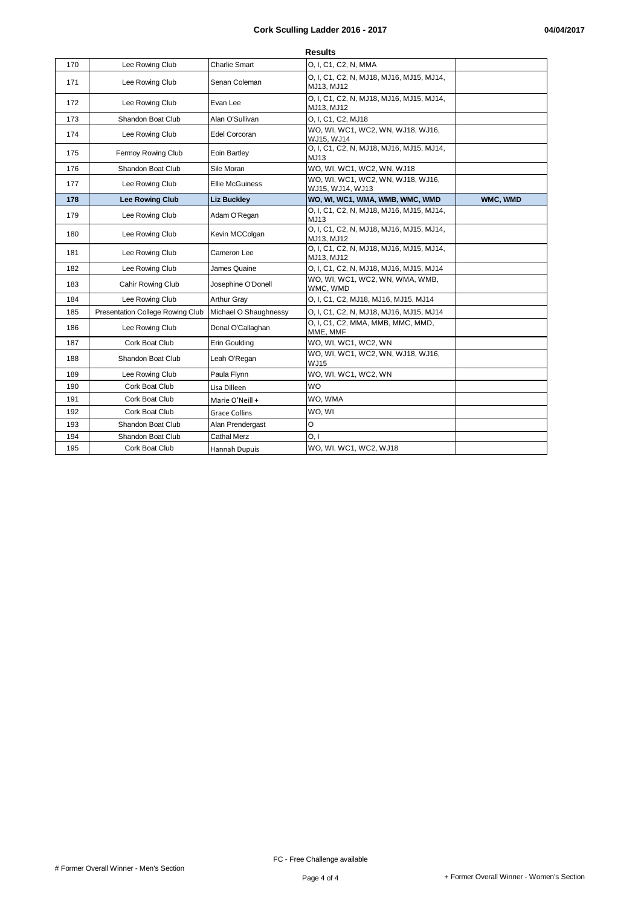## Results

| | | | | |
|---|---|---|---|---|
| 170 | Lee Rowing Club | Charlie Smart | O, I, C1, C2, N, MMA | |
| 171 | Lee Rowing Club | Senan Coleman | O, I, C1, C2, N, MJ18, MJ16, MJ15, MJ14, MJ13, MJ12 | |
| 172 | Lee Rowing Club | Evan Lee | O, I, C1, C2, N, MJ18, MJ16, MJ15, MJ14, MJ13, MJ12 | |
| 173 | Shandon Boat Club | Alan O'Sullivan | O, I, C1, C2, MJ18 | |
| 174 | Lee Rowing Club | Edel Corcoran | WO, WI, WC1, WC2, WN, WJ18, WJ16, WJ15, WJ14 | |
| 175 | Fermoy Rowing Club | Eoin Bartley | O, I, C1, C2, N, MJ18, MJ16, MJ15, MJ14, MJ13 | |
| 176 | Shandon Boat Club | Sile Moran | WO, WI, WC1, WC2, WN, WJ18 | |
| 177 | Lee Rowing Club | Ellie McGuiness | WO, WI, WC1, WC2, WN, WJ18, WJ16, WJ15, WJ14, WJ13 | |
| **178** | **Lee Rowing Club** | **Liz Buckley** | **WO, WI, WC1, WMA, WMB, WMC, WMD** | **WMC, WMD** |
| 179 | Lee Rowing Club | Adam O'Regan | O, I, C1, C2, N, MJ18, MJ16, MJ15, MJ14, MJ13 | |
| 180 | Lee Rowing Club | Kevin MCColgan | O, I, C1, C2, N, MJ18, MJ16, MJ15, MJ14, MJ13, MJ12 | |
| 181 | Lee Rowing Club | Cameron Lee | O, I, C1, C2, N, MJ18, MJ16, MJ15, MJ14, MJ13, MJ12 | |
| 182 | Lee Rowing Club | James Quaine | O, I, C1, C2, N, MJ18, MJ16, MJ15, MJ14 | |
| 183 | Cahir Rowing Club | Josephine O'Donell | WO, WI, WC1, WC2, WN, WMA, WMB, WMC, WMD | |
| 184 | Lee Rowing Club | Arthur Gray | O, I, C1, C2, MJ18, MJ16, MJ15, MJ14 | |
| 185 | Presentation College Rowing Club | Michael O Shaughnessy | O, I, C1, C2, N, MJ18, MJ16, MJ15, MJ14 | |
| 186 | Lee Rowing Club | Donal O'Callaghan | O, I, C1, C2, MMA, MMB, MMC, MMD, MME, MMF | |
| 187 | Cork Boat Club | Erin Goulding | WO, WI, WC1, WC2, WN | |
| 188 | Shandon Boat Club | Leah O'Regan | WO, WI, WC1, WC2, WN, WJ18, WJ16, WJ15 | |
| 189 | Lee Rowing Club | Paula Flynn | WO, WI, WC1, WC2, WN | |
| 190 | Cork Boat Club | Lisa Dilleen | WO | |
| 191 | Cork Boat Club | Marie O'Neill + | WO, WMA | |
| 192 | Cork Boat Club | Grace Collins | WO, WI | |
| 193 | Shandon Boat Club | Alan Prendergast | O | |
| 194 | Shandon Boat Club | Cathal Merz | O, I | |
| 195 | Cork Boat Club | Hannah Dupuis | WO, WI, WC1, WC2, WJ18 | |

FC - Free Challenge available

# Former Overall Winner - Men's Section

+ Former Overall Winner - Women's Section